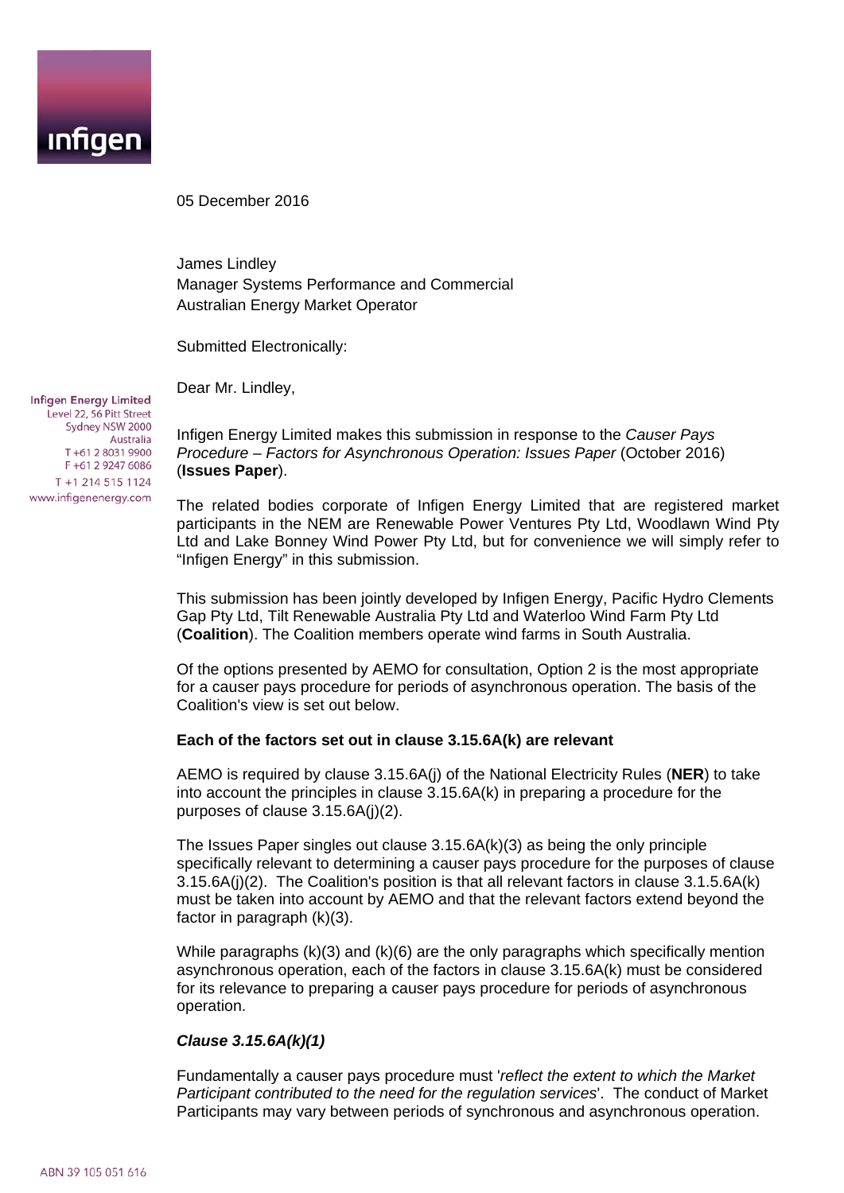infigen

Infigen Energy Limited
Level 22, 56 Pitt Street
Sydney NSW 2000
Australia
T +61 2 8031 9900
F +61 2 9247 6086
T +1 214 515 1124
www.infigenenergy.com

05 December 2016

James Lindley
Manager Systems Performance and Commercial
Australian Energy Market Operator

Submitted Electronically:

Dear Mr. Lindley,

Infigen Energy Limited makes this submission in response to the *Causer Pays Procedure – Factors for Asynchronous Operation: Issues Paper* (October 2016) (**Issues Paper**).

The related bodies corporate of Infigen Energy Limited that are registered market participants in the NEM are Renewable Power Ventures Pty Ltd, Woodlawn Wind Pty Ltd and Lake Bonney Wind Power Pty Ltd, but for convenience we will simply refer to "Infigen Energy" in this submission.

This submission has been jointly developed by Infigen Energy, Pacific Hydro Clements Gap Pty Ltd, Tilt Renewable Australia Pty Ltd and Waterloo Wind Farm Pty Ltd (**Coalition**). The Coalition members operate wind farms in South Australia.

Of the options presented by AEMO for consultation, Option 2 is the most appropriate for a causer pays procedure for periods of asynchronous operation. The basis of the Coalition's view is set out below.

**Each of the factors set out in clause 3.15.6A(k) are relevant**

AEMO is required by clause 3.15.6A(j) of the National Electricity Rules (**NER**) to take into account the principles in clause 3.15.6A(k) in preparing a procedure for the purposes of clause 3.15.6A(j)(2).

The Issues Paper singles out clause 3.15.6A(k)(3) as being the only principle specifically relevant to determining a causer pays procedure for the purposes of clause 3.15.6A(j)(2). The Coalition's position is that all relevant factors in clause 3.1.5.6A(k) must be taken into account by AEMO and that the relevant factors extend beyond the factor in paragraph (k)(3).

While paragraphs (k)(3) and (k)(6) are the only paragraphs which specifically mention asynchronous operation, each of the factors in clause 3.15.6A(k) must be considered for its relevance to preparing a causer pays procedure for periods of asynchronous operation.

***Clause 3.15.6A(k)(1)***

Fundamentally a causer pays procedure must '*reflect the extent to which the Market Participant contributed to the need for the regulation services*'. The conduct of Market Participants may vary between periods of synchronous and asynchronous operation.

ABN 39 105 051 616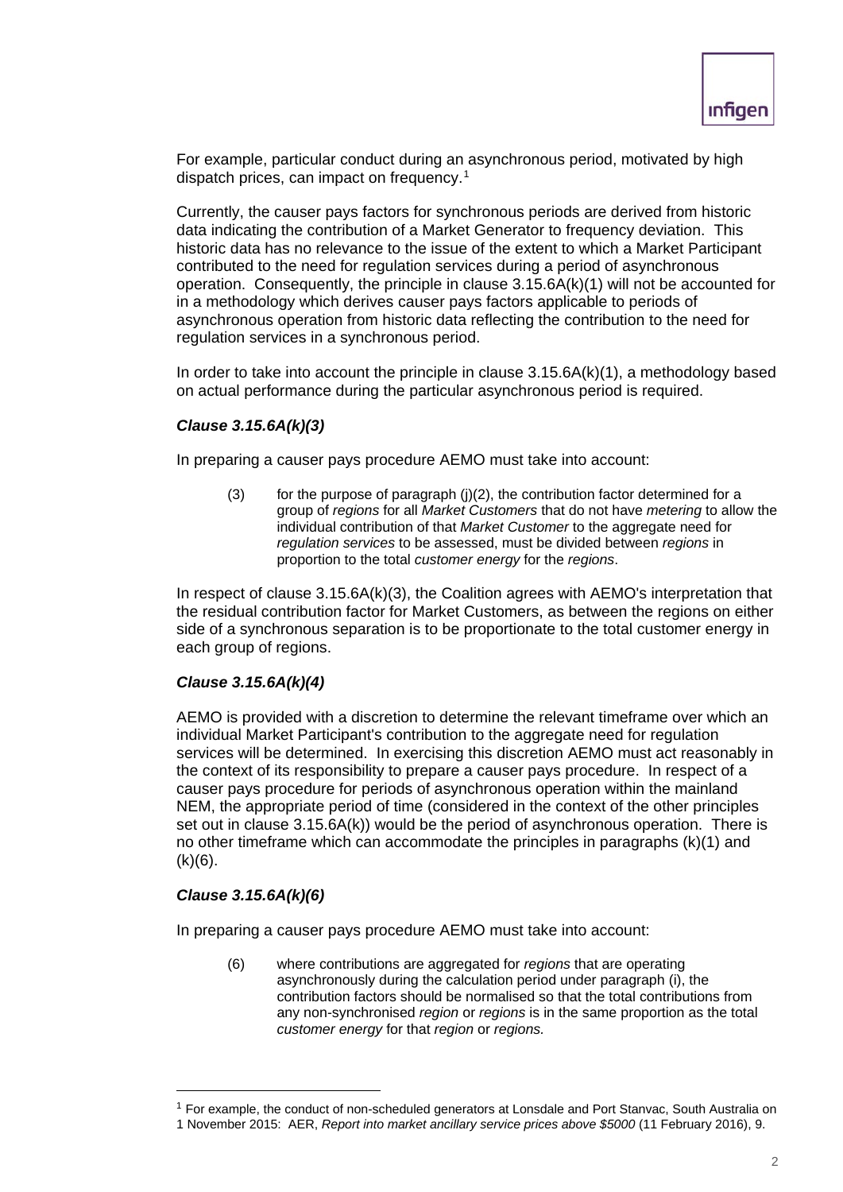For example, particular conduct during an asynchronous period, motivated by high dispatch prices, can impact on frequency.[1]

Currently, the causer pays factors for synchronous periods are derived from historic data indicating the contribution of a Market Generator to frequency deviation. This historic data has no relevance to the issue of the extent to which a Market Participant contributed to the need for regulation services during a period of asynchronous operation. Consequently, the principle in clause 3.15.6A(k)(1) will not be accounted for in a methodology which derives causer pays factors applicable to periods of asynchronous operation from historic data reflecting the contribution to the need for regulation services in a synchronous period.

In order to take into account the principle in clause 3.15.6A(k)(1), a methodology based on actual performance during the particular asynchronous period is required.

### ***Clause 3.15.6A(k)(3)***

In preparing a causer pays procedure AEMO must take into account:

> (3) for the purpose of paragraph (j)(2), the contribution factor determined for a group of *regions* for all *Market Customers* that do not have *metering* to allow the individual contribution of that *Market Customer* to the aggregate need for *regulation services* to be assessed, must be divided between *regions* in proportion to the total *customer energy* for the *regions*.

In respect of clause 3.15.6A(k)(3), the Coalition agrees with AEMO's interpretation that the residual contribution factor for Market Customers, as between the regions on either side of a synchronous separation is to be proportionate to the total customer energy in each group of regions.

### ***Clause 3.15.6A(k)(4)***

AEMO is provided with a discretion to determine the relevant timeframe over which an individual Market Participant's contribution to the aggregate need for regulation services will be determined. In exercising this discretion AEMO must act reasonably in the context of its responsibility to prepare a causer pays procedure. In respect of a causer pays procedure for periods of asynchronous operation within the mainland NEM, the appropriate period of time (considered in the context of the other principles set out in clause 3.15.6A(k)) would be the period of asynchronous operation. There is no other timeframe which can accommodate the principles in paragraphs (k)(1) and (k)(6).

### ***Clause 3.15.6A(k)(6)***

In preparing a causer pays procedure AEMO must take into account:

> (6) where contributions are aggregated for *regions* that are operating asynchronously during the calculation period under paragraph (i), the contribution factors should be normalised so that the total contributions from any non-synchronised *region* or *regions* is in the same proportion as the total *customer energy* for that *region* or *regions*.

---

[1] For example, the conduct of non-scheduled generators at Lonsdale and Port Stanvac, South Australia on 1 November 2015: AER, *Report into market ancillary service prices above $5000* (11 February 2016), 9.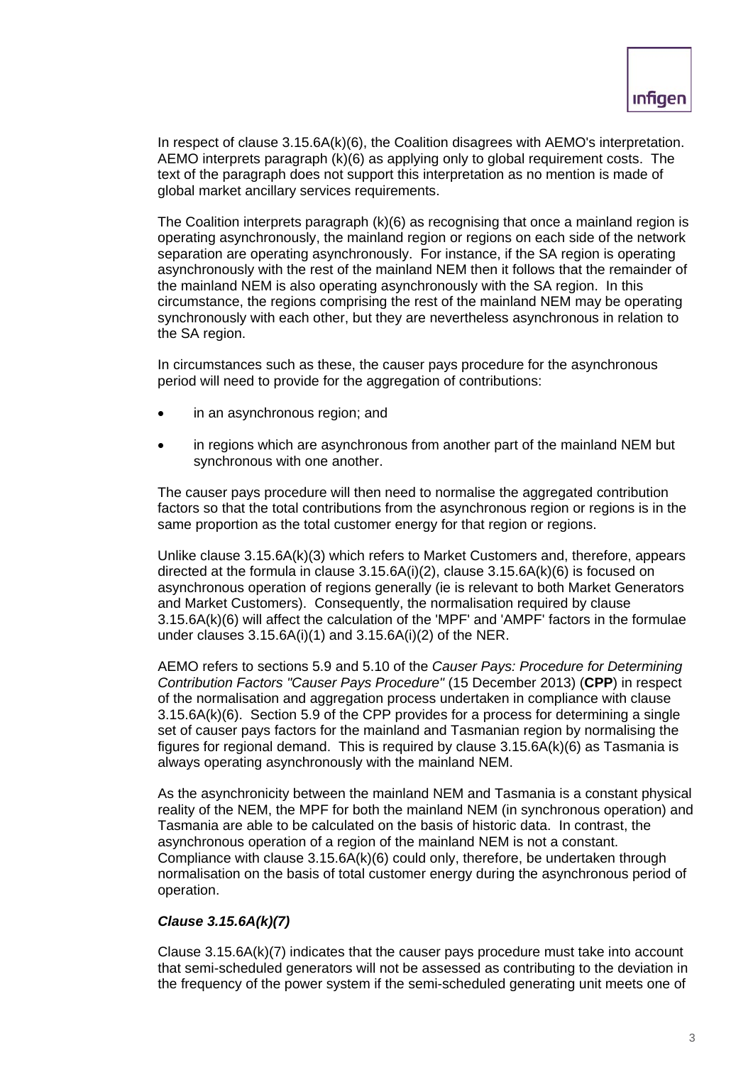In respect of clause 3.15.6A(k)(6), the Coalition disagrees with AEMO's interpretation. AEMO interprets paragraph (k)(6) as applying only to global requirement costs. The text of the paragraph does not support this interpretation as no mention is made of global market ancillary services requirements.

The Coalition interprets paragraph (k)(6) as recognising that once a mainland region is operating asynchronously, the mainland region or regions on each side of the network separation are operating asynchronously. For instance, if the SA region is operating asynchronously with the rest of the mainland NEM then it follows that the remainder of the mainland NEM is also operating asynchronously with the SA region. In this circumstance, the regions comprising the rest of the mainland NEM may be operating synchronously with each other, but they are nevertheless asynchronous in relation to the SA region.

In circumstances such as these, the causer pays procedure for the asynchronous period will need to provide for the aggregation of contributions:

- in an asynchronous region; and
- in regions which are asynchronous from another part of the mainland NEM but synchronous with one another.

The causer pays procedure will then need to normalise the aggregated contribution factors so that the total contributions from the asynchronous region or regions is in the same proportion as the total customer energy for that region or regions.

Unlike clause 3.15.6A(k)(3) which refers to Market Customers and, therefore, appears directed at the formula in clause 3.15.6A(i)(2), clause 3.15.6A(k)(6) is focused on asynchronous operation of regions generally (ie is relevant to both Market Generators and Market Customers). Consequently, the normalisation required by clause 3.15.6A(k)(6) will affect the calculation of the 'MPF' and 'AMPF' factors in the formulae under clauses 3.15.6A(i)(1) and 3.15.6A(i)(2) of the NER.

AEMO refers to sections 5.9 and 5.10 of the *Causer Pays: Procedure for Determining Contribution Factors "Causer Pays Procedure"* (15 December 2013) (**CPP**) in respect of the normalisation and aggregation process undertaken in compliance with clause 3.15.6A(k)(6). Section 5.9 of the CPP provides for a process for determining a single set of causer pays factors for the mainland and Tasmanian region by normalising the figures for regional demand. This is required by clause 3.15.6A(k)(6) as Tasmania is always operating asynchronously with the mainland NEM.

As the asynchronicity between the mainland NEM and Tasmania is a constant physical reality of the NEM, the MPF for both the mainland NEM (in synchronous operation) and Tasmania are able to be calculated on the basis of historic data. In contrast, the asynchronous operation of a region of the mainland NEM is not a constant. Compliance with clause 3.15.6A(k)(6) could only, therefore, be undertaken through normalisation on the basis of total customer energy during the asynchronous period of operation.

### *Clause 3.15.6A(k)(7)*

Clause 3.15.6A(k)(7) indicates that the causer pays procedure must take into account that semi-scheduled generators will not be assessed as contributing to the deviation in the frequency of the power system if the semi-scheduled generating unit meets one of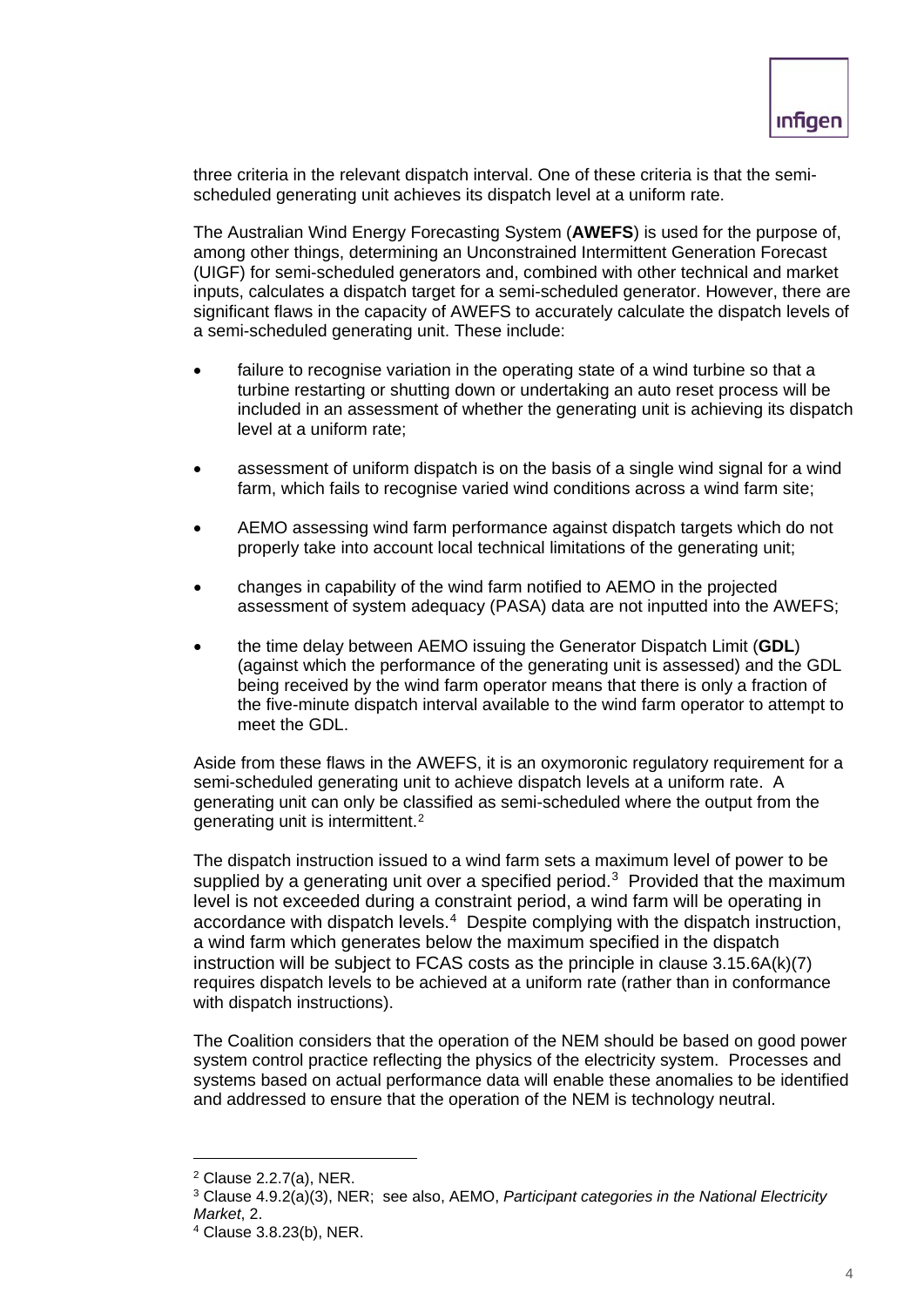three criteria in the relevant dispatch interval. One of these criteria is that the semi-scheduled generating unit achieves its dispatch level at a uniform rate.

The Australian Wind Energy Forecasting System (**AWEFS**) is used for the purpose of, among other things, determining an Unconstrained Intermittent Generation Forecast (UIGF) for semi-scheduled generators and, combined with other technical and market inputs, calculates a dispatch target for a semi-scheduled generator. However, there are significant flaws in the capacity of AWEFS to accurately calculate the dispatch levels of a semi-scheduled generating unit. These include:

- failure to recognise variation in the operating state of a wind turbine so that a turbine restarting or shutting down or undertaking an auto reset process will be included in an assessment of whether the generating unit is achieving its dispatch level at a uniform rate;
- assessment of uniform dispatch is on the basis of a single wind signal for a wind farm, which fails to recognise varied wind conditions across a wind farm site;
- AEMO assessing wind farm performance against dispatch targets which do not properly take into account local technical limitations of the generating unit;
- changes in capability of the wind farm notified to AEMO in the projected assessment of system adequacy (PASA) data are not inputted into the AWEFS;
- the time delay between AEMO issuing the Generator Dispatch Limit (**GDL**) (against which the performance of the generating unit is assessed) and the GDL being received by the wind farm operator means that there is only a fraction of the five-minute dispatch interval available to the wind farm operator to attempt to meet the GDL.

Aside from these flaws in the AWEFS, it is an oxymoronic regulatory requirement for a semi-scheduled generating unit to achieve dispatch levels at a uniform rate. A generating unit can only be classified as semi-scheduled where the output from the generating unit is intermittent.[2]

The dispatch instruction issued to a wind farm sets a maximum level of power to be supplied by a generating unit over a specified period.[3] Provided that the maximum level is not exceeded during a constraint period, a wind farm will be operating in accordance with dispatch levels.[4] Despite complying with the dispatch instruction, a wind farm which generates below the maximum specified in the dispatch instruction will be subject to FCAS costs as the principle in clause 3.15.6A(k)(7) requires dispatch levels to be achieved at a uniform rate (rather than in conformance with dispatch instructions).

The Coalition considers that the operation of the NEM should be based on good power system control practice reflecting the physics of the electricity system. Processes and systems based on actual performance data will enable these anomalies to be identified and addressed to ensure that the operation of the NEM is technology neutral.

[2] Clause 2.2.7(a), NER.

[3] Clause 4.9.2(a)(3), NER; see also, AEMO, *Participant categories in the National Electricity Market*, 2.

[4] Clause 3.8.23(b), NER.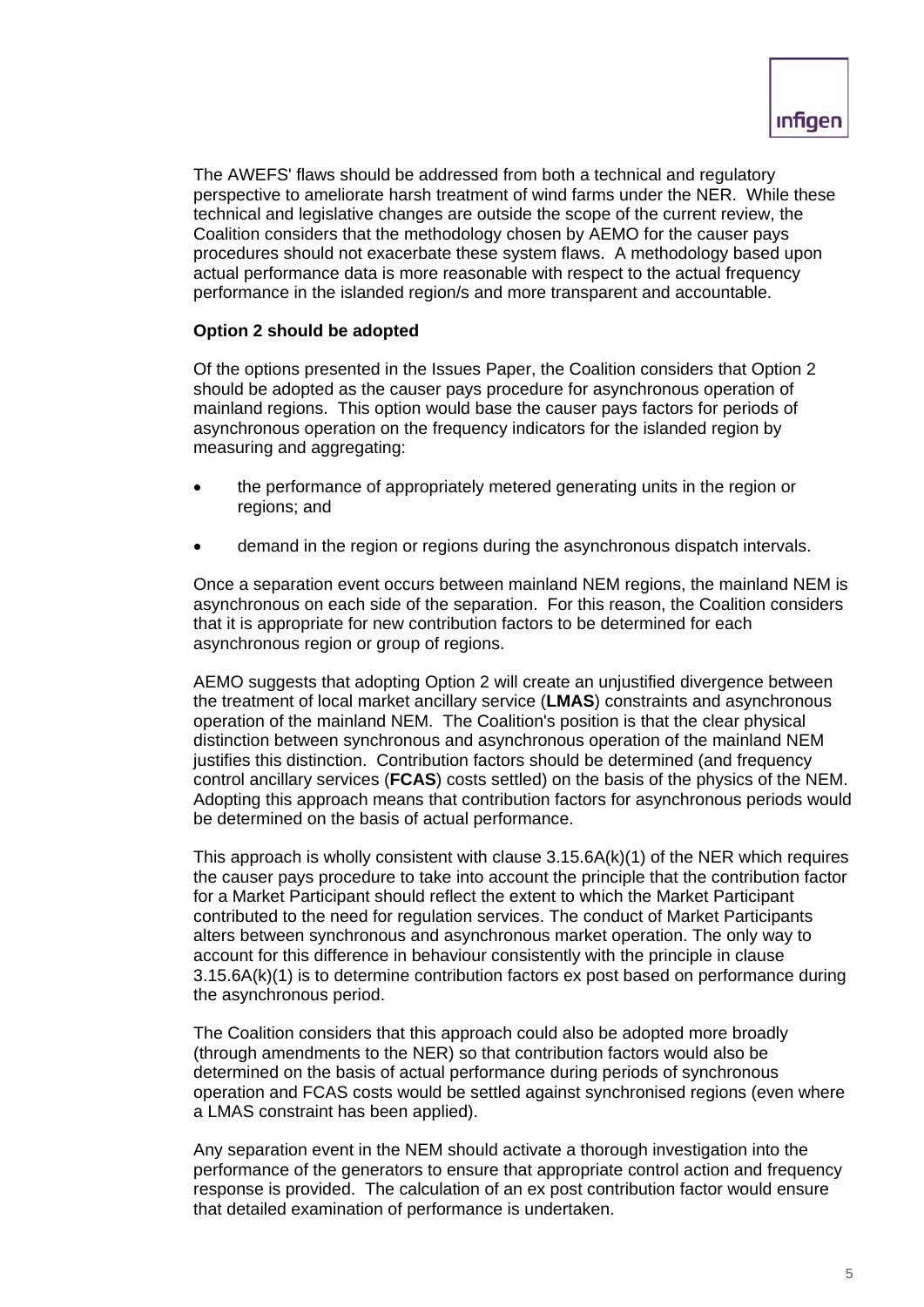The AWEFS' flaws should be addressed from both a technical and regulatory perspective to ameliorate harsh treatment of wind farms under the NER. While these technical and legislative changes are outside the scope of the current review, the Coalition considers that the methodology chosen by AEMO for the causer pays procedures should not exacerbate these system flaws. A methodology based upon actual performance data is more reasonable with respect to the actual frequency performance in the islanded region/s and more transparent and accountable.

**Option 2 should be adopted**

Of the options presented in the Issues Paper, the Coalition considers that Option 2 should be adopted as the causer pays procedure for asynchronous operation of mainland regions. This option would base the causer pays factors for periods of asynchronous operation on the frequency indicators for the islanded region by measuring and aggregating:

- the performance of appropriately metered generating units in the region or regions; and
- demand in the region or regions during the asynchronous dispatch intervals.

Once a separation event occurs between mainland NEM regions, the mainland NEM is asynchronous on each side of the separation. For this reason, the Coalition considers that it is appropriate for new contribution factors to be determined for each asynchronous region or group of regions.

AEMO suggests that adopting Option 2 will create an unjustified divergence between the treatment of local market ancillary service (**LMAS**) constraints and asynchronous operation of the mainland NEM. The Coalition's position is that the clear physical distinction between synchronous and asynchronous operation of the mainland NEM justifies this distinction. Contribution factors should be determined (and frequency control ancillary services (**FCAS**) costs settled) on the basis of the physics of the NEM. Adopting this approach means that contribution factors for asynchronous periods would be determined on the basis of actual performance.

This approach is wholly consistent with clause 3.15.6A(k)(1) of the NER which requires the causer pays procedure to take into account the principle that the contribution factor for a Market Participant should reflect the extent to which the Market Participant contributed to the need for regulation services. The conduct of Market Participants alters between synchronous and asynchronous market operation. The only way to account for this difference in behaviour consistently with the principle in clause 3.15.6A(k)(1) is to determine contribution factors ex post based on performance during the asynchronous period.

The Coalition considers that this approach could also be adopted more broadly (through amendments to the NER) so that contribution factors would also be determined on the basis of actual performance during periods of synchronous operation and FCAS costs would be settled against synchronised regions (even where a LMAS constraint has been applied).

Any separation event in the NEM should activate a thorough investigation into the performance of the generators to ensure that appropriate control action and frequency response is provided. The calculation of an ex post contribution factor would ensure that detailed examination of performance is undertaken.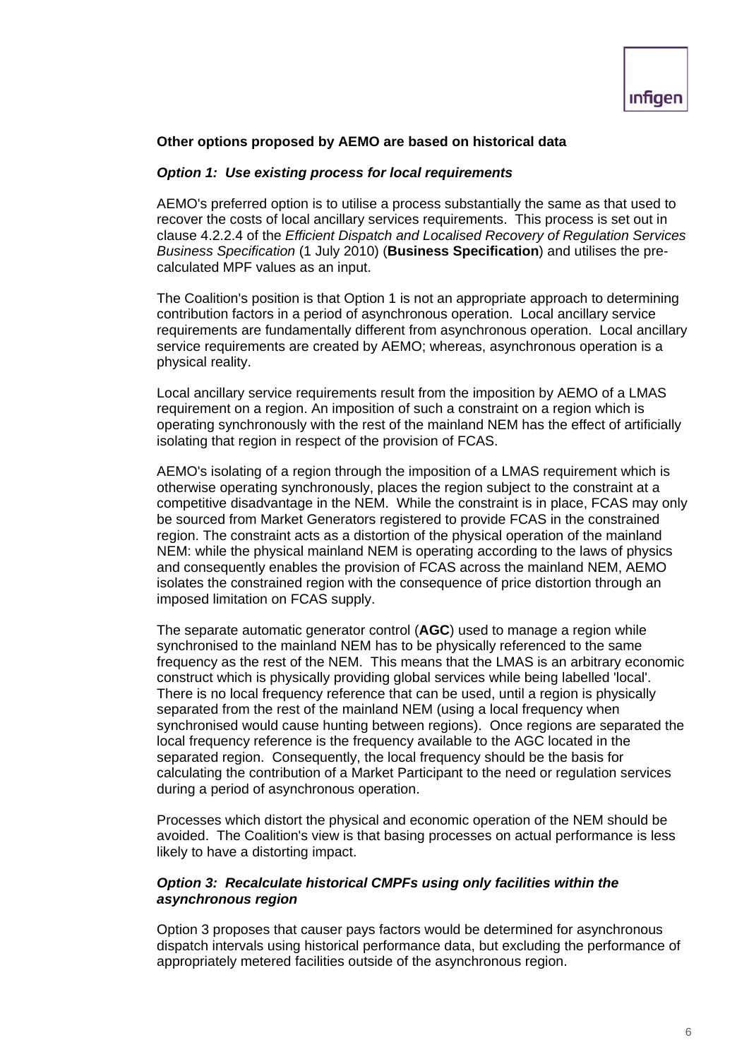**Other options proposed by AEMO are based on historical data**

***Option 1: Use existing process for local requirements***

AEMO's preferred option is to utilise a process substantially the same as that used to recover the costs of local ancillary services requirements. This process is set out in clause 4.2.2.4 of the *Efficient Dispatch and Localised Recovery of Regulation Services Business Specification* (1 July 2010) (**Business Specification**) and utilises the pre-calculated MPF values as an input.

The Coalition's position is that Option 1 is not an appropriate approach to determining contribution factors in a period of asynchronous operation. Local ancillary service requirements are fundamentally different from asynchronous operation. Local ancillary service requirements are created by AEMO; whereas, asynchronous operation is a physical reality.

Local ancillary service requirements result from the imposition by AEMO of a LMAS requirement on a region. An imposition of such a constraint on a region which is operating synchronously with the rest of the mainland NEM has the effect of artificially isolating that region in respect of the provision of FCAS.

AEMO's isolating of a region through the imposition of a LMAS requirement which is otherwise operating synchronously, places the region subject to the constraint at a competitive disadvantage in the NEM. While the constraint is in place, FCAS may only be sourced from Market Generators registered to provide FCAS in the constrained region. The constraint acts as a distortion of the physical operation of the mainland NEM: while the physical mainland NEM is operating according to the laws of physics and consequently enables the provision of FCAS across the mainland NEM, AEMO isolates the constrained region with the consequence of price distortion through an imposed limitation on FCAS supply.

The separate automatic generator control (**AGC**) used to manage a region while synchronised to the mainland NEM has to be physically referenced to the same frequency as the rest of the NEM. This means that the LMAS is an arbitrary economic construct which is physically providing global services while being labelled 'local'. There is no local frequency reference that can be used, until a region is physically separated from the rest of the mainland NEM (using a local frequency when synchronised would cause hunting between regions). Once regions are separated the local frequency reference is the frequency available to the AGC located in the separated region. Consequently, the local frequency should be the basis for calculating the contribution of a Market Participant to the need or regulation services during a period of asynchronous operation.

Processes which distort the physical and economic operation of the NEM should be avoided. The Coalition's view is that basing processes on actual performance is less likely to have a distorting impact.

***Option 3: Recalculate historical CMPFs using only facilities within the asynchronous region***

Option 3 proposes that causer pays factors would be determined for asynchronous dispatch intervals using historical performance data, but excluding the performance of appropriately metered facilities outside of the asynchronous region.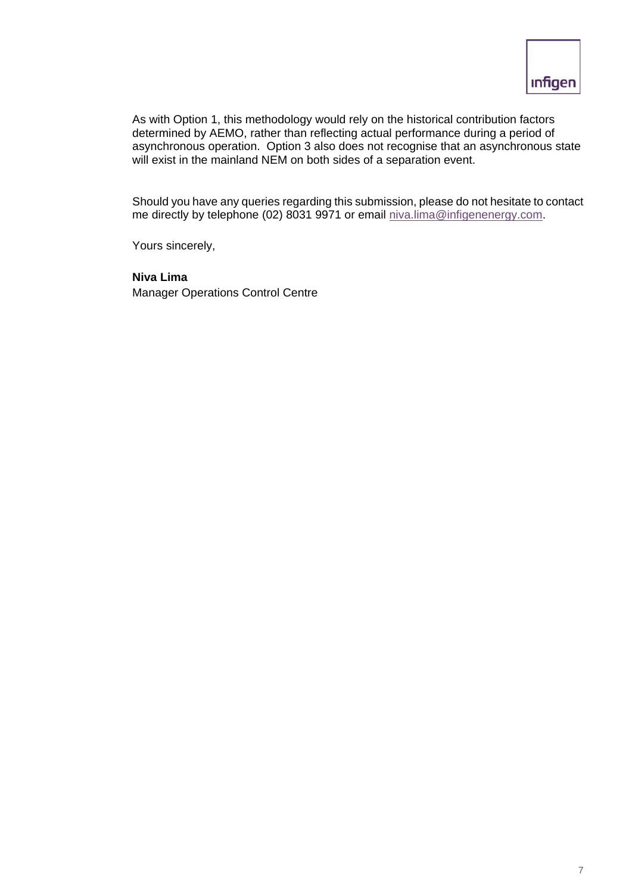As with Option 1, this methodology would rely on the historical contribution factors determined by AEMO, rather than reflecting actual performance during a period of asynchronous operation. Option 3 also does not recognise that an asynchronous state will exist in the mainland NEM on both sides of a separation event.

Should you have any queries regarding this submission, please do not hesitate to contact me directly by telephone (02) 8031 9971 or email niva.lima@infigenenergy.com.

Yours sincerely,

**Niva Lima**
Manager Operations Control Centre